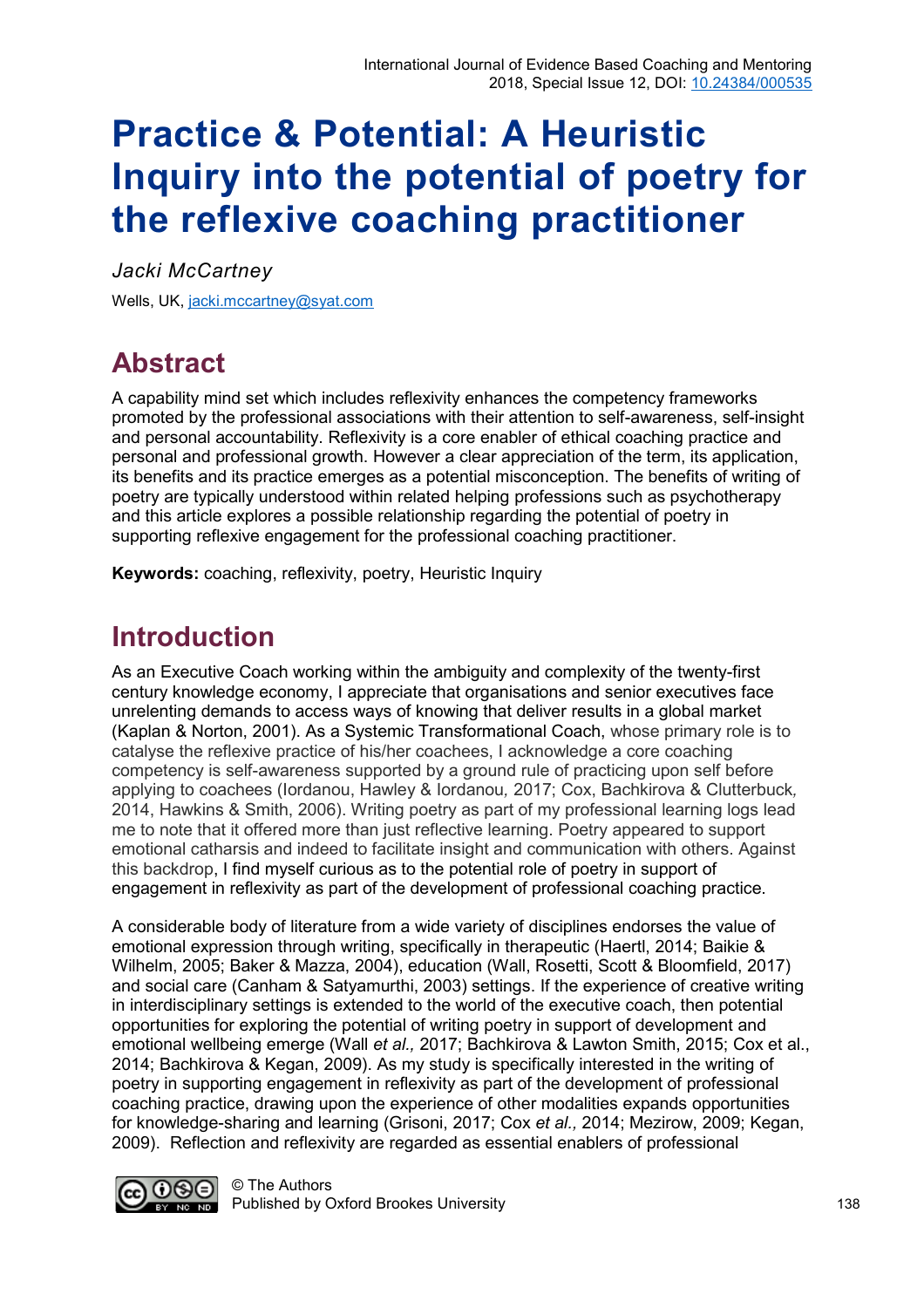# Practice & Potential: A Heuristic Inquiry into the potential of poetry for the reflexive coaching practitioner

*Jacki McCartney*

Wells, UK, jacki.mccartney@syat.com

## Abstract

A capability mind set which includes reflexivity enhances the competency frameworks promoted by the professional associations with their attention to self-awareness, self-insight and personal accountability. Reflexivity is a core enabler of ethical coaching practice and personal and professional growth. However a clear appreciation of the term, its application, its benefits and its practice emerges as a potential misconception. The benefits of writing of poetry are typically understood within related helping professions such as psychotherapy and this article explores a possible relationship regarding the potential of poetry in supporting reflexive engagement for the professional coaching practitioner.

**Keywords:** coaching, reflexivity, poetry, Heuristic Inquiry

## Introduction

As an Executive Coach working within the ambiguity and complexity of the twenty-first century knowledge economy, I appreciate that organisations and senior executives face unrelenting demands to access ways of knowing that deliver results in a global market (Kaplan & Norton, 2001). As a Systemic Transformational Coach, whose primary role is to catalyse the reflexive practice of his/her coachees, I acknowledge a core coaching competency is self-awareness supported by a ground rule of practicing upon self before applying to coachees (Iordanou, Hawley & Iordanou, 2017; Cox, Bachkirova & Clutterbuck, 2014, Hawkins & Smith, 2006). Writing poetry as part of my professional learning logs lead me to note that it offered more than just reflective learning. Poetry appeared to support emotional catharsis and indeed to facilitate insight and communication with others. Against this backdrop, I find myself curious as to the potential role of poetry in support of engagement in reflexivity as part of the development of professional coaching practice.

A considerable body of literature from a wide variety of disciplines endorses the value of emotional expression through writing, specifically in therapeutic (Haertl, 2014; Baikie & Wilhelm, 2005; Baker & Mazza, 2004), education (Wall, Rosetti, Scott & Bloomfield, 2017) and social care (Canham & Satyamurthi, 2003) settings. If the experience of creative writing in interdisciplinary settings is extended to the world of the executive coach, then potential opportunities for exploring the potential of writing poetry in support of development and emotional wellbeing emerge (Wall *et al.,* 2017; Bachkirova & Lawton Smith, 2015; Cox et al., 2014; Bachkirova & Kegan, 2009). As my study is specifically interested in the writing of poetry in supporting engagement in reflexivity as part of the development of professional coaching practice, drawing upon the experience of other modalities expands opportunities for knowledge-sharing and learning (Grisoni, 2017; Cox *et al.,* 2014; Mezirow, 2009; Kegan, 2009). Reflection and reflexivity are regarded as essential enablers of professional

© The Authors
Published by Oxford Brookes University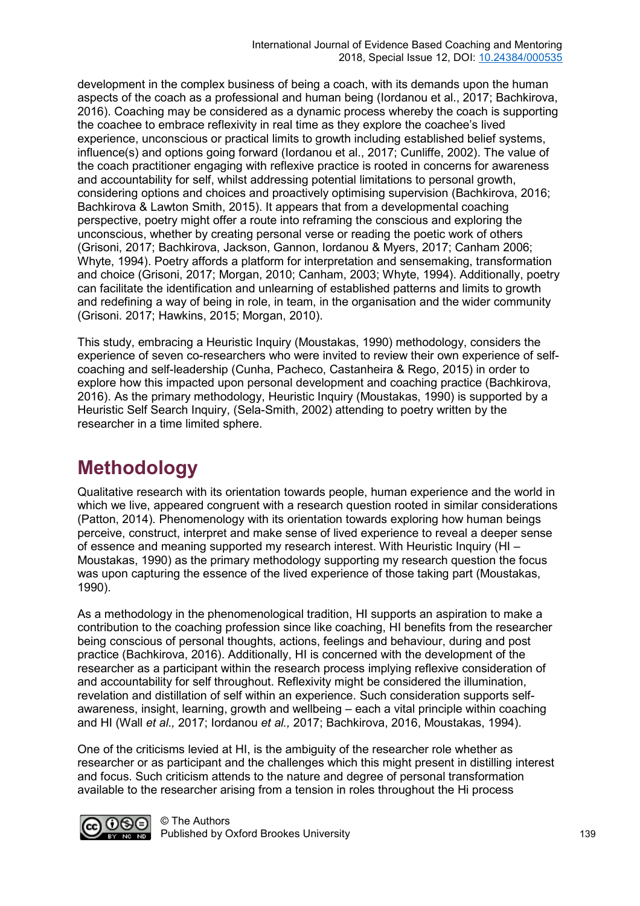development in the complex business of being a coach, with its demands upon the human aspects of the coach as a professional and human being (Iordanou et al., 2017; Bachkirova, 2016). Coaching may be considered as a dynamic process whereby the coach is supporting the coachee to embrace reflexivity in real time as they explore the coachee's lived experience, unconscious or practical limits to growth including established belief systems, influence(s) and options going forward (Iordanou et al., 2017; Cunliffe, 2002). The value of the coach practitioner engaging with reflexive practice is rooted in concerns for awareness and accountability for self, whilst addressing potential limitations to personal growth, considering options and choices and proactively optimising supervision (Bachkirova, 2016; Bachkirova & Lawton Smith, 2015). It appears that from a developmental coaching perspective, poetry might offer a route into reframing the conscious and exploring the unconscious, whether by creating personal verse or reading the poetic work of others (Grisoni, 2017; Bachkirova, Jackson, Gannon, Iordanou & Myers, 2017; Canham 2006; Whyte, 1994). Poetry affords a platform for interpretation and sensemaking, transformation and choice (Grisoni, 2017; Morgan, 2010; Canham, 2003; Whyte, 1994). Additionally, poetry can facilitate the identification and unlearning of established patterns and limits to growth and redefining a way of being in role, in team, in the organisation and the wider community (Grisoni. 2017; Hawkins, 2015; Morgan, 2010).

This study, embracing a Heuristic Inquiry (Moustakas, 1990) methodology, considers the experience of seven co-researchers who were invited to review their own experience of self-coaching and self-leadership (Cunha, Pacheco, Castanheira & Rego, 2015) in order to explore how this impacted upon personal development and coaching practice (Bachkirova, 2016). As the primary methodology, Heuristic Inquiry (Moustakas, 1990) is supported by a Heuristic Self Search Inquiry, (Sela-Smith, 2002) attending to poetry written by the researcher in a time limited sphere.

# Methodology

Qualitative research with its orientation towards people, human experience and the world in which we live, appeared congruent with a research question rooted in similar considerations (Patton, 2014). Phenomenology with its orientation towards exploring how human beings perceive, construct, interpret and make sense of lived experience to reveal a deeper sense of essence and meaning supported my research interest. With Heuristic Inquiry (HI – Moustakas, 1990) as the primary methodology supporting my research question the focus was upon capturing the essence of the lived experience of those taking part (Moustakas, 1990).

As a methodology in the phenomenological tradition, HI supports an aspiration to make a contribution to the coaching profession since like coaching, HI benefits from the researcher being conscious of personal thoughts, actions, feelings and behaviour, during and post practice (Bachkirova, 2016). Additionally, HI is concerned with the development of the researcher as a participant within the research process implying reflexive consideration of and accountability for self throughout. Reflexivity might be considered the illumination, revelation and distillation of self within an experience. Such consideration supports self-awareness, insight, learning, growth and wellbeing – each a vital principle within coaching and HI (Wall *et al.,* 2017; Iordanou *et al.,* 2017; Bachkirova, 2016, Moustakas, 1994).

One of the criticisms levied at HI, is the ambiguity of the researcher role whether as researcher or as participant and the challenges which this might present in distilling interest and focus. Such criticism attends to the nature and degree of personal transformation available to the researcher arising from a tension in roles throughout the Hi process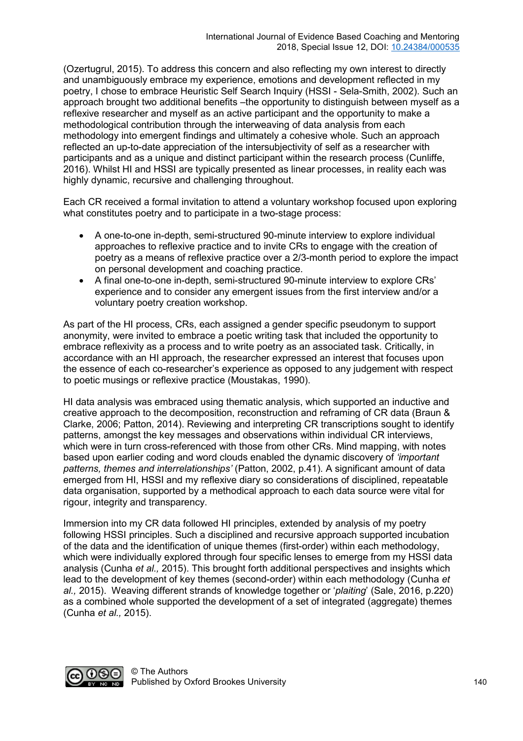(Ozertugrul, 2015). To address this concern and also reflecting my own interest to directly and unambiguously embrace my experience, emotions and development reflected in my poetry, I chose to embrace Heuristic Self Search Inquiry (HSSI - Sela-Smith, 2002). Such an approach brought two additional benefits –the opportunity to distinguish between myself as a reflexive researcher and myself as an active participant and the opportunity to make a methodological contribution through the interweaving of data analysis from each methodology into emergent findings and ultimately a cohesive whole. Such an approach reflected an up-to-date appreciation of the intersubjectivity of self as a researcher with participants and as a unique and distinct participant within the research process (Cunliffe, 2016). Whilst HI and HSSI are typically presented as linear processes, in reality each was highly dynamic, recursive and challenging throughout.

Each CR received a formal invitation to attend a voluntary workshop focused upon exploring what constitutes poetry and to participate in a two-stage process:

- A one-to-one in-depth, semi-structured 90-minute interview to explore individual approaches to reflexive practice and to invite CRs to engage with the creation of poetry as a means of reflexive practice over a 2/3-month period to explore the impact on personal development and coaching practice.
- A final one-to-one in-depth, semi-structured 90-minute interview to explore CRs' experience and to consider any emergent issues from the first interview and/or a voluntary poetry creation workshop.

As part of the HI process, CRs, each assigned a gender specific pseudonym to support anonymity, were invited to embrace a poetic writing task that included the opportunity to embrace reflexivity as a process and to write poetry as an associated task. Critically, in accordance with an HI approach, the researcher expressed an interest that focuses upon the essence of each co-researcher's experience as opposed to any judgement with respect to poetic musings or reflexive practice (Moustakas, 1990).

HI data analysis was embraced using thematic analysis, which supported an inductive and creative approach to the decomposition, reconstruction and reframing of CR data (Braun & Clarke, 2006; Patton, 2014). Reviewing and interpreting CR transcriptions sought to identify patterns, amongst the key messages and observations within individual CR interviews, which were in turn cross-referenced with those from other CRs. Mind mapping, with notes based upon earlier coding and word clouds enabled the dynamic discovery of *'important patterns, themes and interrelationships'* (Patton, 2002, p.41). A significant amount of data emerged from HI, HSSI and my reflexive diary so considerations of disciplined, repeatable data organisation, supported by a methodical approach to each data source were vital for rigour, integrity and transparency.

Immersion into my CR data followed HI principles, extended by analysis of my poetry following HSSI principles. Such a disciplined and recursive approach supported incubation of the data and the identification of unique themes (first-order) within each methodology, which were individually explored through four specific lenses to emerge from my HSSI data analysis (Cunha *et al.,* 2015). This brought forth additional perspectives and insights which lead to the development of key themes (second-order) within each methodology (Cunha *et al.,* 2015). Weaving different strands of knowledge together or '*plaiting*' (Sale, 2016, p.220) as a combined whole supported the development of a set of integrated (aggregate) themes (Cunha *et al.,* 2015).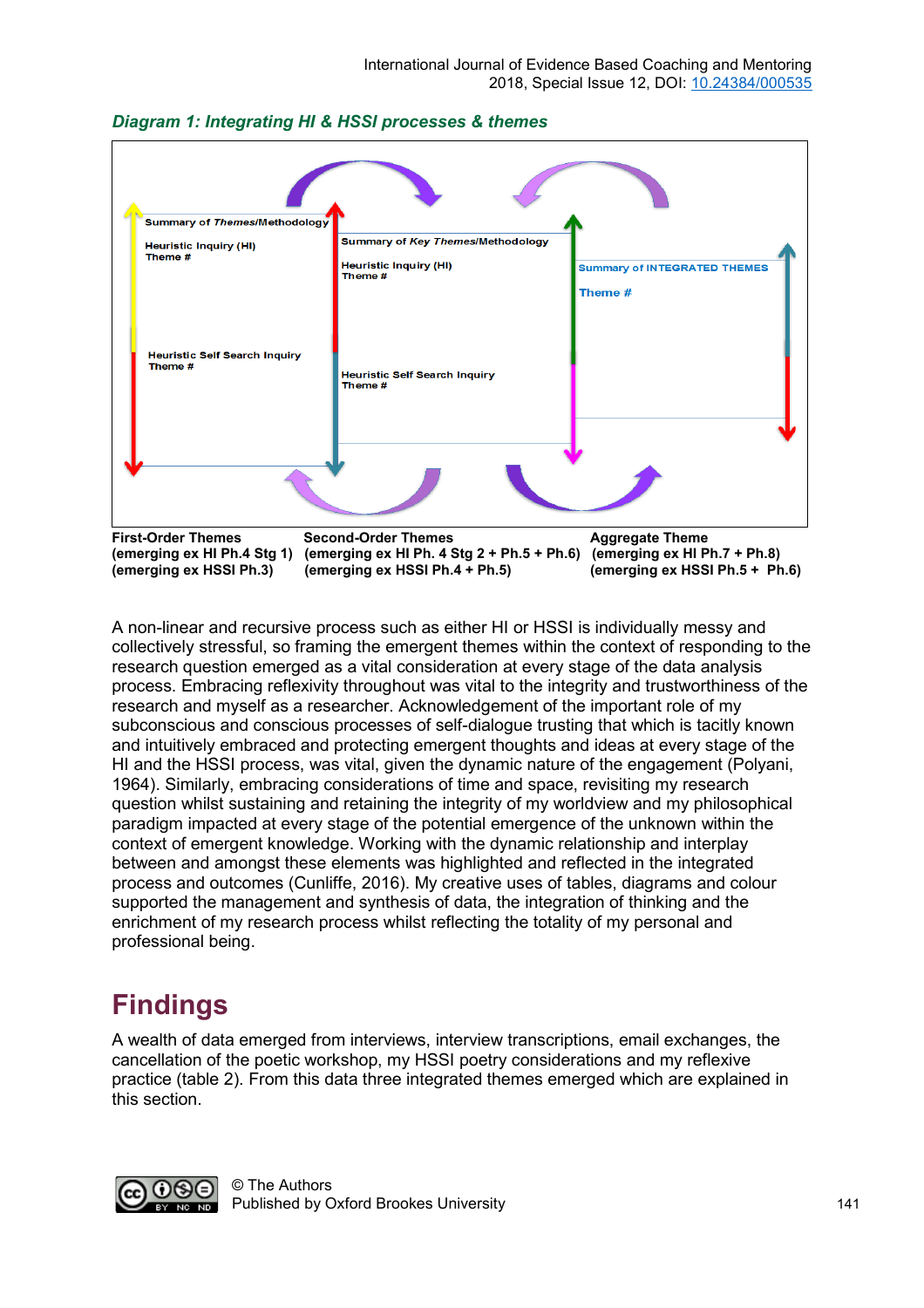***Diagram 1: Integrating HI & HSSI processes & themes***

Summary of *Themes*/Methodology

Heuristic Inquiry (HI)
Theme #

Heuristic Self Search Inquiry
Theme #

Summary of *Key Themes*/Methodology

Heuristic Inquiry (HI)
Theme #

Heuristic Self Search Inquiry
Theme #

Summary of INTEGRATED THEMES

Theme #

| **First-Order Themes** | **Second-Order Themes** | **Aggregate Theme** |
|---|---|---|
| **(emerging ex HI Ph.4 Stg 1)** | **(emerging ex HI Ph. 4 Stg 2 + Ph.5 + Ph.6)** | **(emerging ex HI Ph.7 + Ph.8)** |
| **(emerging ex HSSI Ph.3)** | **(emerging ex HSSI Ph.4 + Ph.5)** | **(emerging ex HSSI Ph.5 + Ph.6)** |

A non-linear and recursive process such as either HI or HSSI is individually messy and collectively stressful, so framing the emergent themes within the context of responding to the research question emerged as a vital consideration at every stage of the data analysis process. Embracing reflexivity throughout was vital to the integrity and trustworthiness of the research and myself as a researcher. Acknowledgement of the important role of my subconscious and conscious processes of self-dialogue trusting that which is tacitly known and intuitively embraced and protecting emergent thoughts and ideas at every stage of the HI and the HSSI process, was vital, given the dynamic nature of the engagement (Polyani, 1964). Similarly, embracing considerations of time and space, revisiting my research question whilst sustaining and retaining the integrity of my worldview and my philosophical paradigm impacted at every stage of the potential emergence of the unknown within the context of emergent knowledge. Working with the dynamic relationship and interplay between and amongst these elements was highlighted and reflected in the integrated process and outcomes (Cunliffe, 2016). My creative uses of tables, diagrams and colour supported the management and synthesis of data, the integration of thinking and the enrichment of my research process whilst reflecting the totality of my personal and professional being.

# Findings

A wealth of data emerged from interviews, interview transcriptions, email exchanges, the cancellation of the poetic workshop, my HSSI poetry considerations and my reflexive practice (table 2). From this data three integrated themes emerged which are explained in this section.

© The Authors
Published by Oxford Brookes University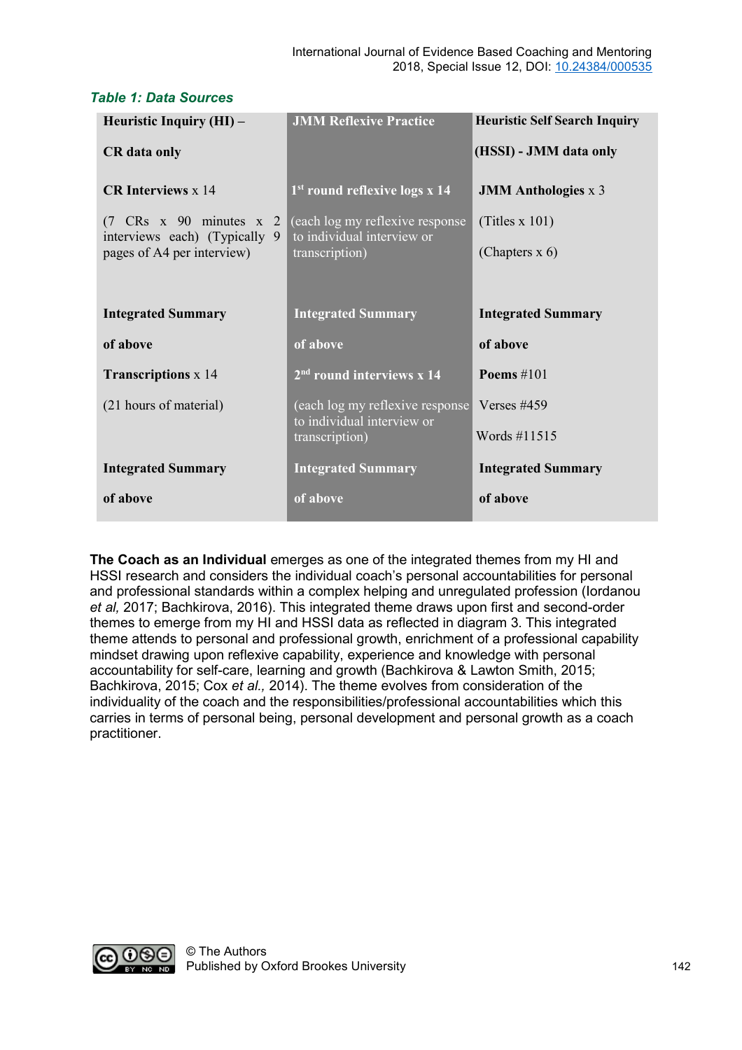*Table 1: Data Sources*

| **Heuristic Inquiry (HI) –** **CR data only** | **JMM Reflexive Practice** | **Heuristic Self Search Inquiry** **(HSSI) - JMM data only** |
|---|---|---|
| **CR Interviews** x 14 | **1st round reflexive logs x 14** | **JMM Anthologies** x 3 |
| (7 CRs x 90 minutes x 2 interviews each) (Typically 9 pages of A4 per interview) | (each log my reflexive response to individual interview or transcription) | (Titles x 101) (Chapters x 6) |
| **Integrated Summary** **of above** | **Integrated Summary** **of above** | **Integrated Summary** **of above** |
| **Transcriptions** x 14 | **2nd round interviews x 14** | **Poems** #101 |
| (21 hours of material) | (each log my reflexive response to individual interview or transcription) | Verses #459 Words #11515 |
| **Integrated Summary** **of above** | **Integrated Summary** **of above** | **Integrated Summary** **of above** |

**The Coach as an Individual** emerges as one of the integrated themes from my HI and HSSI research and considers the individual coach's personal accountabilities for personal and professional standards within a complex helping and unregulated profession (Iordanou *et al,* 2017; Bachkirova, 2016). This integrated theme draws upon first and second-order themes to emerge from my HI and HSSI data as reflected in diagram 3. This integrated theme attends to personal and professional growth, enrichment of a professional capability mindset drawing upon reflexive capability, experience and knowledge with personal accountability for self-care, learning and growth (Bachkirova & Lawton Smith, 2015; Bachkirova, 2015; Cox *et al.,* 2014). The theme evolves from consideration of the individuality of the coach and the responsibilities/professional accountabilities which this carries in terms of personal being, personal development and personal growth as a coach practitioner.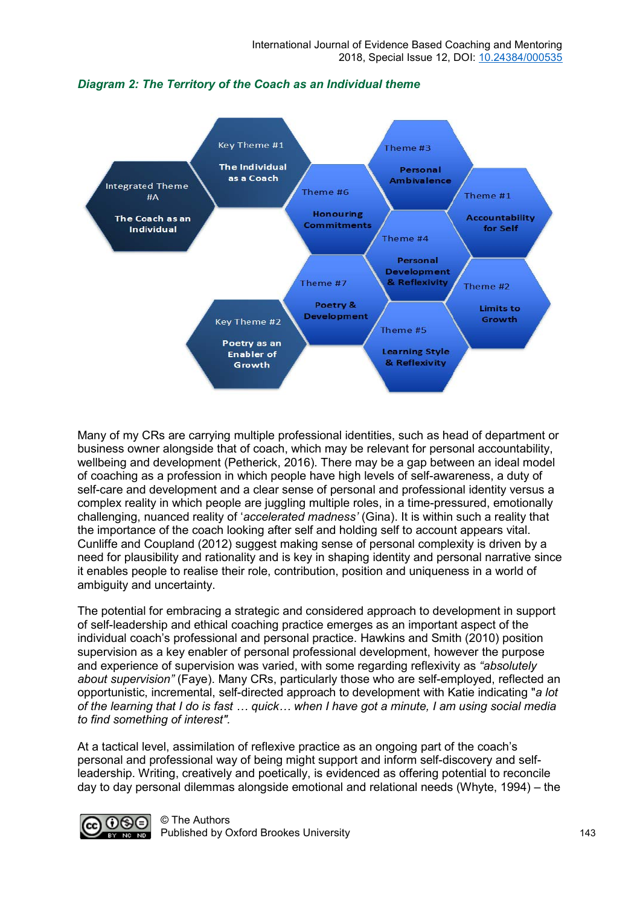*Diagram 2: The Territory of the Coach as an Individual theme*

Integrated Theme #A — The Coach as an Individual

Key Theme #1 — The Individual as a Coach

Key Theme #2 — Poetry as an Enabler of Growth

Theme #1 — Accountability for Self

Theme #2 — Limits to Growth

Theme #3 — Personal Ambivalence

Theme #4 — Personal Development & Reflexivity

Theme #5 — Learning Style & Reflexivity

Theme #6 — Honouring Commitments

Theme #7 — Poetry & Development

Many of my CRs are carrying multiple professional identities, such as head of department or business owner alongside that of coach, which may be relevant for personal accountability, wellbeing and development (Petherick, 2016). There may be a gap between an ideal model of coaching as a profession in which people have high levels of self-awareness, a duty of self-care and development and a clear sense of personal and professional identity versus a complex reality in which people are juggling multiple roles, in a time-pressured, emotionally challenging, nuanced reality of '*accelerated madness'* (Gina). It is within such a reality that the importance of the coach looking after self and holding self to account appears vital. Cunliffe and Coupland (2012) suggest making sense of personal complexity is driven by a need for plausibility and rationality and is key in shaping identity and personal narrative since it enables people to realise their role, contribution, position and uniqueness in a world of ambiguity and uncertainty.

The potential for embracing a strategic and considered approach to development in support of self-leadership and ethical coaching practice emerges as an important aspect of the individual coach's professional and personal practice. Hawkins and Smith (2010) position supervision as a key enabler of personal professional development, however the purpose and experience of supervision was varied, with some regarding reflexivity as *"absolutely about supervision"* (Faye). Many CRs, particularly those who are self-employed, reflected an opportunistic, incremental, self-directed approach to development with Katie indicating "*a lot of the learning that I do is fast … quick… when I have got a minute, I am using social media to find something of interest"*.

At a tactical level, assimilation of reflexive practice as an ongoing part of the coach's personal and professional way of being might support and inform self-discovery and self-leadership. Writing, creatively and poetically, is evidenced as offering potential to reconcile day to day personal dilemmas alongside emotional and relational needs (Whyte, 1994) – the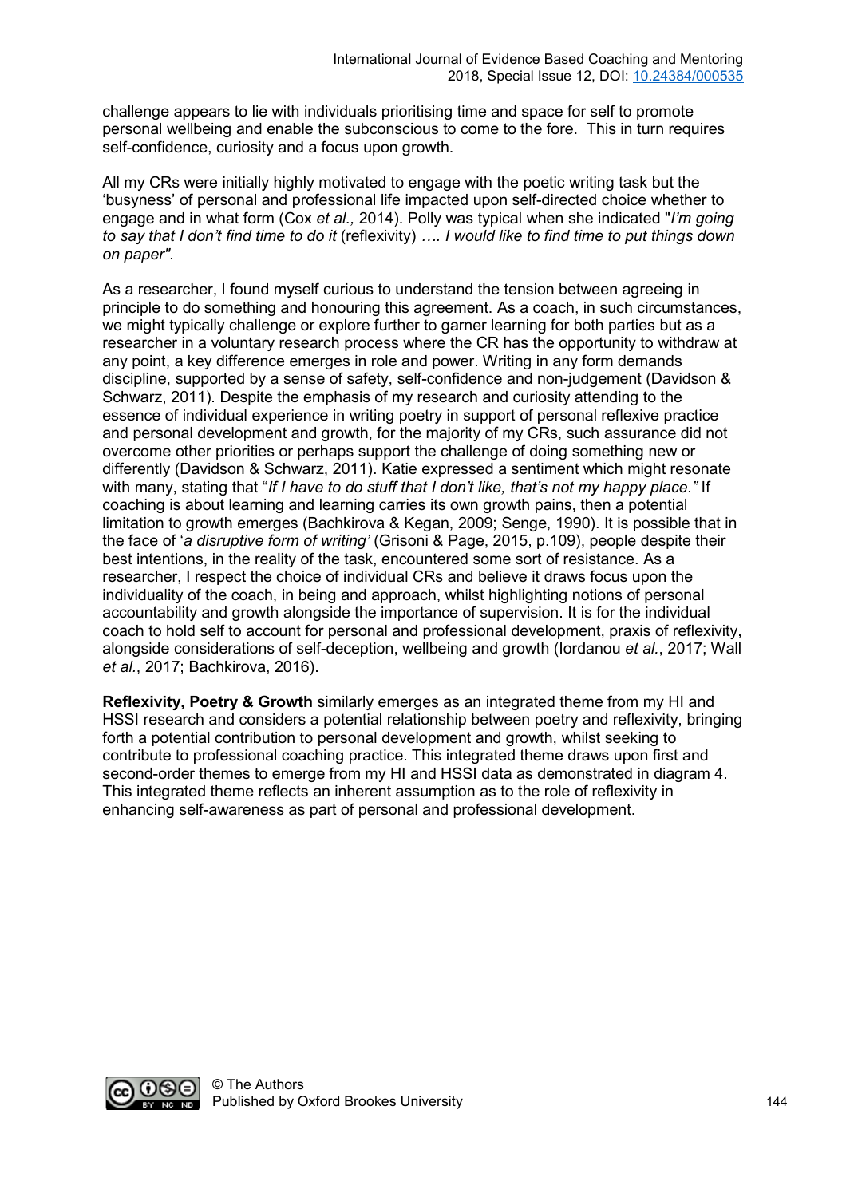challenge appears to lie with individuals prioritising time and space for self to promote personal wellbeing and enable the subconscious to come to the fore. This in turn requires self-confidence, curiosity and a focus upon growth.

All my CRs were initially highly motivated to engage with the poetic writing task but the 'busyness' of personal and professional life impacted upon self-directed choice whether to engage and in what form (Cox *et al.,* 2014). Polly was typical when she indicated "*I'm going to say that I don't find time to do it* (reflexivity) *…. I would like to find time to put things down on paper"*.

As a researcher, I found myself curious to understand the tension between agreeing in principle to do something and honouring this agreement. As a coach, in such circumstances, we might typically challenge or explore further to garner learning for both parties but as a researcher in a voluntary research process where the CR has the opportunity to withdraw at any point, a key difference emerges in role and power. Writing in any form demands discipline, supported by a sense of safety, self-confidence and non-judgement (Davidson & Schwarz, 2011). Despite the emphasis of my research and curiosity attending to the essence of individual experience in writing poetry in support of personal reflexive practice and personal development and growth, for the majority of my CRs, such assurance did not overcome other priorities or perhaps support the challenge of doing something new or differently (Davidson & Schwarz, 2011). Katie expressed a sentiment which might resonate with many, stating that "*If I have to do stuff that I don't like, that's not my happy place."* If coaching is about learning and learning carries its own growth pains, then a potential limitation to growth emerges (Bachkirova & Kegan, 2009; Senge, 1990). It is possible that in the face of '*a disruptive form of writing'* (Grisoni & Page, 2015, p.109), people despite their best intentions, in the reality of the task, encountered some sort of resistance. As a researcher, I respect the choice of individual CRs and believe it draws focus upon the individuality of the coach, in being and approach, whilst highlighting notions of personal accountability and growth alongside the importance of supervision. It is for the individual coach to hold self to account for personal and professional development, praxis of reflexivity, alongside considerations of self-deception, wellbeing and growth (Iordanou *et al.*, 2017; Wall *et al.*, 2017; Bachkirova, 2016).

**Reflexivity, Poetry & Growth** similarly emerges as an integrated theme from my HI and HSSI research and considers a potential relationship between poetry and reflexivity, bringing forth a potential contribution to personal development and growth, whilst seeking to contribute to professional coaching practice. This integrated theme draws upon first and second-order themes to emerge from my HI and HSSI data as demonstrated in diagram 4. This integrated theme reflects an inherent assumption as to the role of reflexivity in enhancing self-awareness as part of personal and professional development.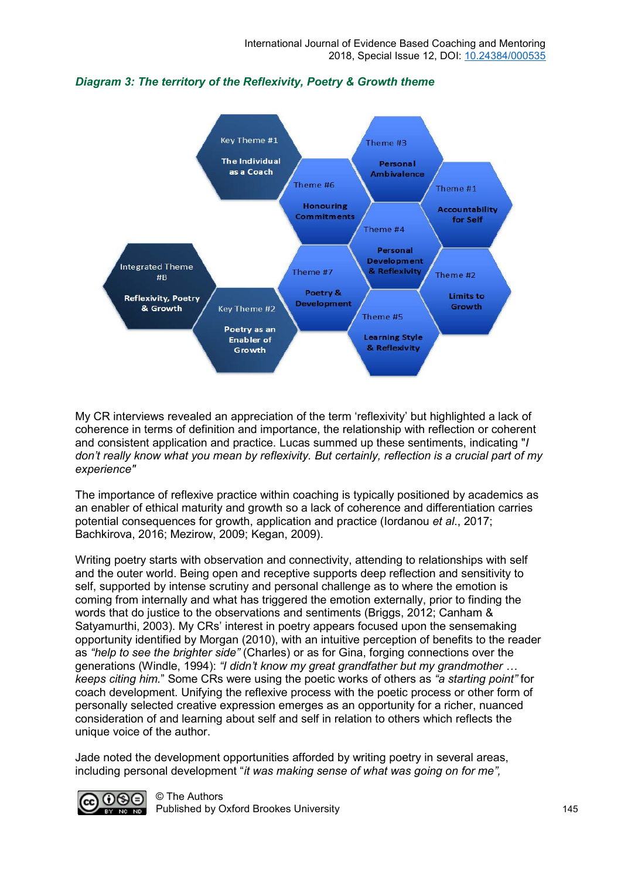*Diagram 3: The territory of the Reflexivity, Poetry & Growth theme*

Key Theme #1 — The Individual as a Coach

Theme #3 — Personal Ambivalence

Theme #6 — Honouring Commitments

Theme #1 — Accountability for Self

Theme #4 — Personal Development & Reflexivity

Integrated Theme #8 — Reflexivity, Poetry & Growth

Theme #7 — Poetry & Development

Theme #2 — Limits to Growth

Key Theme #2 — Poetry as an Enabler of Growth

Theme #5 — Learning Style & Reflexivity

My CR interviews revealed an appreciation of the term 'reflexivity' but highlighted a lack of coherence in terms of definition and importance, the relationship with reflection or coherent and consistent application and practice. Lucas summed up these sentiments, indicating "*I don't really know what you mean by reflexivity. But certainly, reflection is a crucial part of my experience"*

The importance of reflexive practice within coaching is typically positioned by academics as an enabler of ethical maturity and growth so a lack of coherence and differentiation carries potential consequences for growth, application and practice (Iordanou *et al.*, 2017; Bachkirova, 2016; Mezirow, 2009; Kegan, 2009).

Writing poetry starts with observation and connectivity, attending to relationships with self and the outer world. Being open and receptive supports deep reflection and sensitivity to self, supported by intense scrutiny and personal challenge as to where the emotion is coming from internally and what has triggered the emotion externally, prior to finding the words that do justice to the observations and sentiments (Briggs, 2012; Canham & Satyamurthi, 2003). My CRs' interest in poetry appears focused upon the sensemaking opportunity identified by Morgan (2010), with an intuitive perception of benefits to the reader as *"help to see the brighter side"* (Charles) or as for Gina, forging connections over the generations (Windle, 1994): *"I didn't know my great grandfather but my grandmother … keeps citing him.*" Some CRs were using the poetic works of others as *"a starting point"* for coach development. Unifying the reflexive process with the poetic process or other form of personally selected creative expression emerges as an opportunity for a richer, nuanced consideration of and learning about self and self in relation to others which reflects the unique voice of the author.

Jade noted the development opportunities afforded by writing poetry in several areas, including personal development "*it was making sense of what was going on for me",*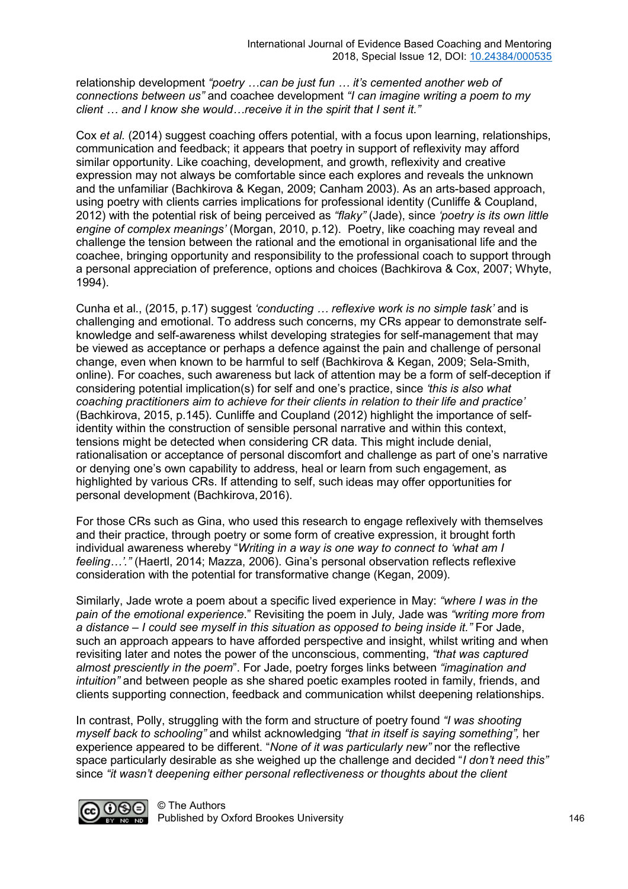relationship development *"poetry …can be just fun … it's cemented another web of connections between us"* and coachee development *"I can imagine writing a poem to my client … and I know she would…receive it in the spirit that I sent it."*

Cox *et al.* (2014) suggest coaching offers potential, with a focus upon learning, relationships, communication and feedback; it appears that poetry in support of reflexivity may afford similar opportunity. Like coaching, development, and growth, reflexivity and creative expression may not always be comfortable since each explores and reveals the unknown and the unfamiliar (Bachkirova & Kegan, 2009; Canham 2003). As an arts-based approach, using poetry with clients carries implications for professional identity (Cunliffe & Coupland, 2012) with the potential risk of being perceived as *"flaky"* (Jade), since *'poetry is its own little engine of complex meanings'* (Morgan, 2010, p.12). Poetry, like coaching may reveal and challenge the tension between the rational and the emotional in organisational life and the coachee, bringing opportunity and responsibility to the professional coach to support through a personal appreciation of preference, options and choices (Bachkirova & Cox, 2007; Whyte, 1994).

Cunha et al., (2015, p.17) suggest *'conducting … reflexive work is no simple task'* and is challenging and emotional. To address such concerns, my CRs appear to demonstrate self-knowledge and self-awareness whilst developing strategies for self-management that may be viewed as acceptance or perhaps a defence against the pain and challenge of personal change, even when known to be harmful to self (Bachkirova & Kegan, 2009; Sela-Smith, online). For coaches, such awareness but lack of attention may be a form of self-deception if considering potential implication(s) for self and one's practice, since *'this is also what coaching practitioners aim to achieve for their clients in relation to their life and practice'* (Bachkirova, 2015, p.145). Cunliffe and Coupland (2012) highlight the importance of self-identity within the construction of sensible personal narrative and within this context, tensions might be detected when considering CR data. This might include denial, rationalisation or acceptance of personal discomfort and challenge as part of one's narrative or denying one's own capability to address, heal or learn from such engagement, as highlighted by various CRs. If attending to self, such ideas may offer opportunities for personal development (Bachkirova, 2016).

For those CRs such as Gina, who used this research to engage reflexively with themselves and their practice, through poetry or some form of creative expression, it brought forth individual awareness whereby "*Writing in a way is one way to connect to 'what am I feeling…'."* (Haertl, 2014; Mazza, 2006). Gina's personal observation reflects reflexive consideration with the potential for transformative change (Kegan, 2009).

Similarly, Jade wrote a poem about a specific lived experience in May: *"where I was in the pain of the emotional experience*." Revisiting the poem in July, Jade was *"writing more from a distance – I could see myself in this situation as opposed to being inside it."* For Jade, such an approach appears to have afforded perspective and insight, whilst writing and when revisiting later and notes the power of the unconscious, commenting, *"that was captured almost presciently in the poem*". For Jade, poetry forges links between *"imagination and intuition"* and between people as she shared poetic examples rooted in family, friends, and clients supporting connection, feedback and communication whilst deepening relationships.

In contrast, Polly, struggling with the form and structure of poetry found *"I was shooting myself back to schooling"* and whilst acknowledging *"that in itself is saying something",* her experience appeared to be different. "*None of it was particularly new"* nor the reflective space particularly desirable as she weighed up the challenge and decided "*I don't need this"* since *"it wasn't deepening either personal reflectiveness or thoughts about the client*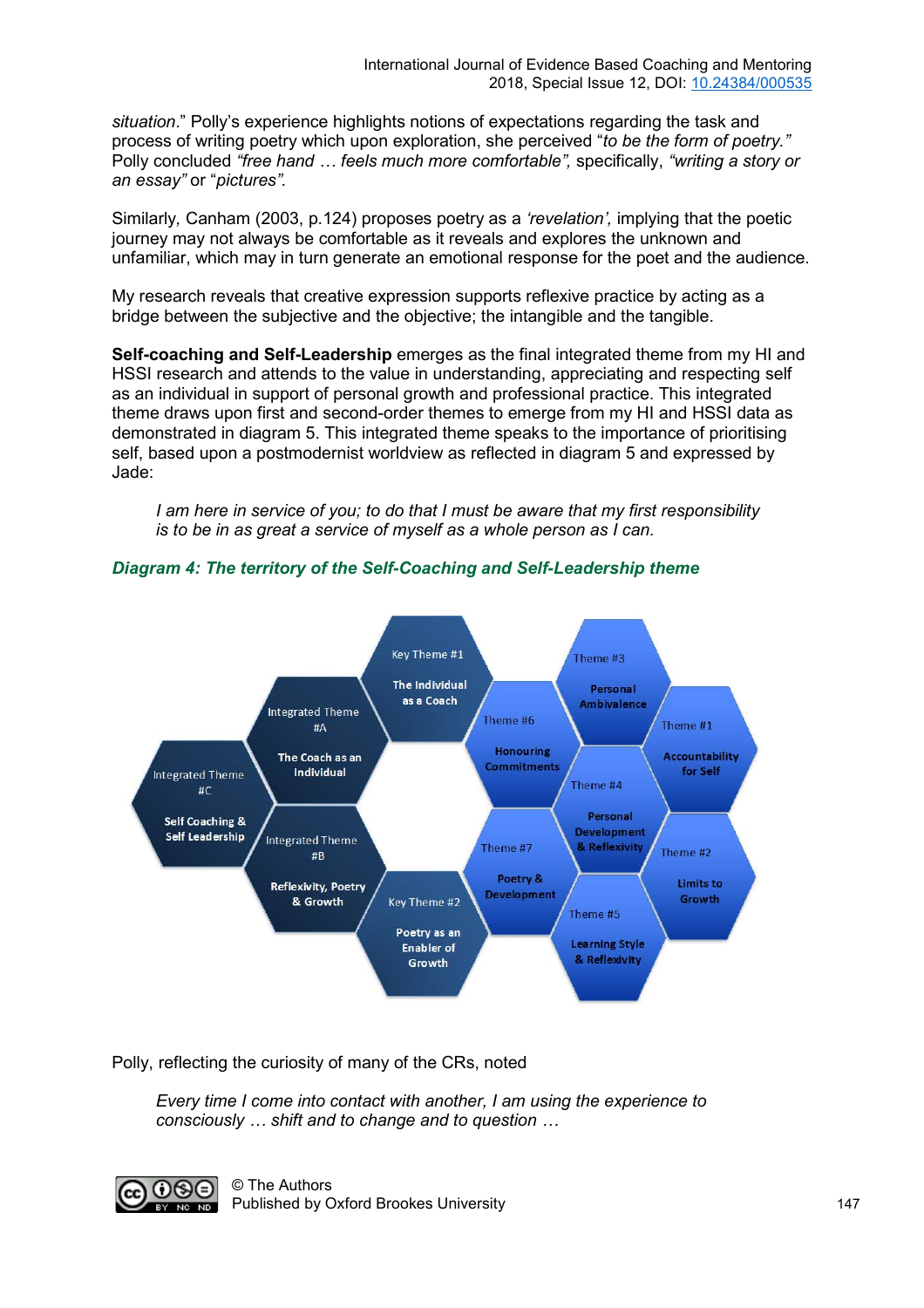*situation*." Polly's experience highlights notions of expectations regarding the task and process of writing poetry which upon exploration, she perceived "*to be the form of poetry.*" Polly concluded *"free hand … feels much more comfortable",* specifically, *"writing a story or an essay"* or "*pictures".*

Similarly*,* Canham (2003, p.124) proposes poetry as a *'revelation',* implying that the poetic journey may not always be comfortable as it reveals and explores the unknown and unfamiliar, which may in turn generate an emotional response for the poet and the audience.

My research reveals that creative expression supports reflexive practice by acting as a bridge between the subjective and the objective; the intangible and the tangible.

**Self-coaching and Self-Leadership** emerges as the final integrated theme from my HI and HSSI research and attends to the value in understanding, appreciating and respecting self as an individual in support of personal growth and professional practice. This integrated theme draws upon first and second-order themes to emerge from my HI and HSSI data as demonstrated in diagram 5. This integrated theme speaks to the importance of prioritising self, based upon a postmodernist worldview as reflected in diagram 5 and expressed by Jade:

> *I am here in service of you; to do that I must be aware that my first responsibility is to be in as great a service of myself as a whole person as I can.*

***Diagram 4: The territory of the Self-Coaching and Self-Leadership theme***

Integrated Theme #C
Self Coaching & Self Leadership

Integrated Theme #A
The Coach as an Individual

Integrated Theme #B
Reflexivity, Poetry & Growth

Key Theme #1
The Individual as a Coach

Key Theme #2
Poetry as an Enabler of Growth

Theme #3
Personal Ambivalence

Theme #6
Honouring Commitments

Theme #1
Accountability for Self

Theme #4
Personal Development & Reflexivity

Theme #7
Poetry & Development

Theme #2
Limits to Growth

Theme #5
Learning Style & Reflexivity

Polly, reflecting the curiosity of many of the CRs, noted

> *Every time I come into contact with another, I am using the experience to consciously … shift and to change and to question …*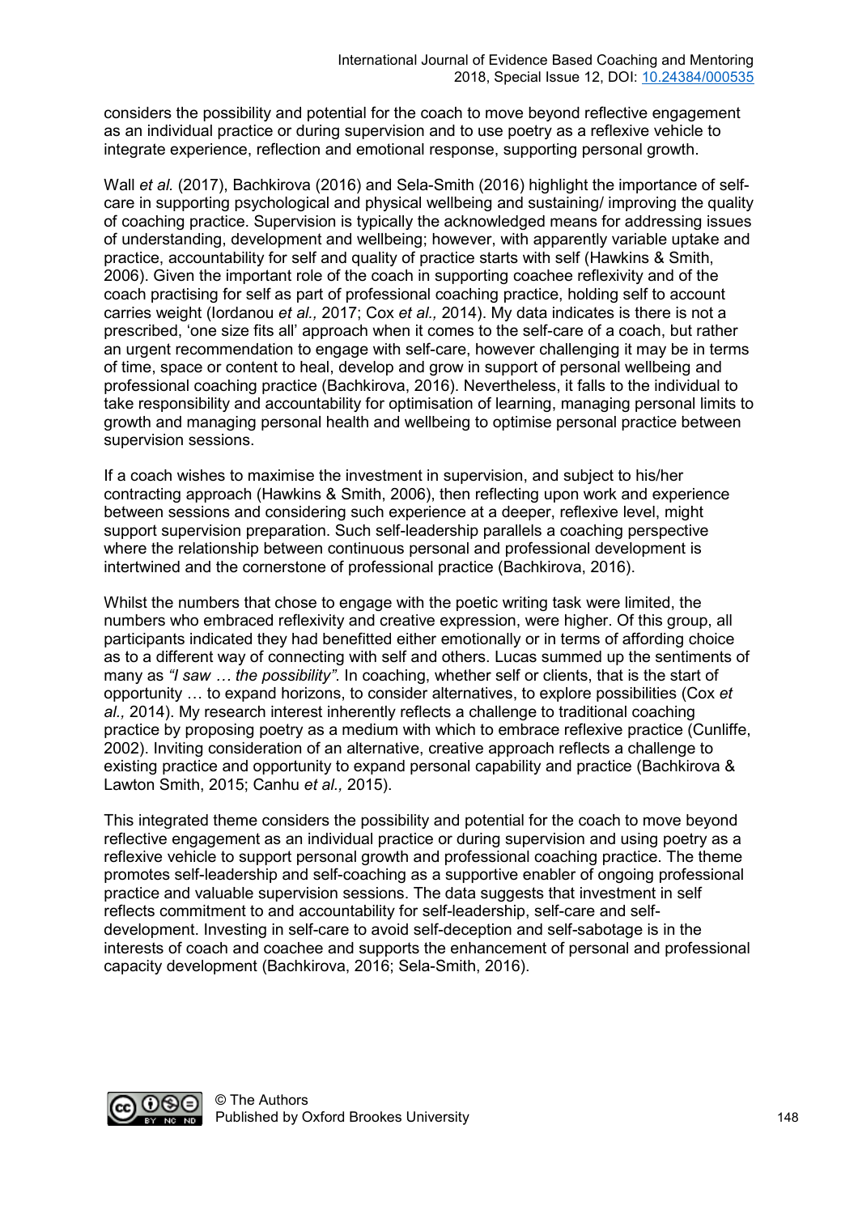considers the possibility and potential for the coach to move beyond reflective engagement as an individual practice or during supervision and to use poetry as a reflexive vehicle to integrate experience, reflection and emotional response, supporting personal growth.

Wall *et al.* (2017), Bachkirova (2016) and Sela-Smith (2016) highlight the importance of self-care in supporting psychological and physical wellbeing and sustaining/ improving the quality of coaching practice. Supervision is typically the acknowledged means for addressing issues of understanding, development and wellbeing; however, with apparently variable uptake and practice, accountability for self and quality of practice starts with self (Hawkins & Smith, 2006). Given the important role of the coach in supporting coachee reflexivity and of the coach practising for self as part of professional coaching practice, holding self to account carries weight (Iordanou *et al.,* 2017; Cox *et al.,* 2014). My data indicates is there is not a prescribed, 'one size fits all' approach when it comes to the self-care of a coach, but rather an urgent recommendation to engage with self-care, however challenging it may be in terms of time, space or content to heal, develop and grow in support of personal wellbeing and professional coaching practice (Bachkirova, 2016). Nevertheless, it falls to the individual to take responsibility and accountability for optimisation of learning, managing personal limits to growth and managing personal health and wellbeing to optimise personal practice between supervision sessions.

If a coach wishes to maximise the investment in supervision, and subject to his/her contracting approach (Hawkins & Smith, 2006), then reflecting upon work and experience between sessions and considering such experience at a deeper, reflexive level, might support supervision preparation. Such self-leadership parallels a coaching perspective where the relationship between continuous personal and professional development is intertwined and the cornerstone of professional practice (Bachkirova, 2016).

Whilst the numbers that chose to engage with the poetic writing task were limited, the numbers who embraced reflexivity and creative expression, were higher. Of this group, all participants indicated they had benefitted either emotionally or in terms of affording choice as to a different way of connecting with self and others. Lucas summed up the sentiments of many as *"I saw … the possibility"*. In coaching, whether self or clients, that is the start of opportunity … to expand horizons, to consider alternatives, to explore possibilities (Cox *et al.,* 2014). My research interest inherently reflects a challenge to traditional coaching practice by proposing poetry as a medium with which to embrace reflexive practice (Cunliffe, 2002). Inviting consideration of an alternative, creative approach reflects a challenge to existing practice and opportunity to expand personal capability and practice (Bachkirova & Lawton Smith, 2015; Canhu *et al.,* 2015).

This integrated theme considers the possibility and potential for the coach to move beyond reflective engagement as an individual practice or during supervision and using poetry as a reflexive vehicle to support personal growth and professional coaching practice. The theme promotes self-leadership and self-coaching as a supportive enabler of ongoing professional practice and valuable supervision sessions. The data suggests that investment in self reflects commitment to and accountability for self-leadership, self-care and self-development. Investing in self-care to avoid self-deception and self-sabotage is in the interests of coach and coachee and supports the enhancement of personal and professional capacity development (Bachkirova, 2016; Sela-Smith, 2016).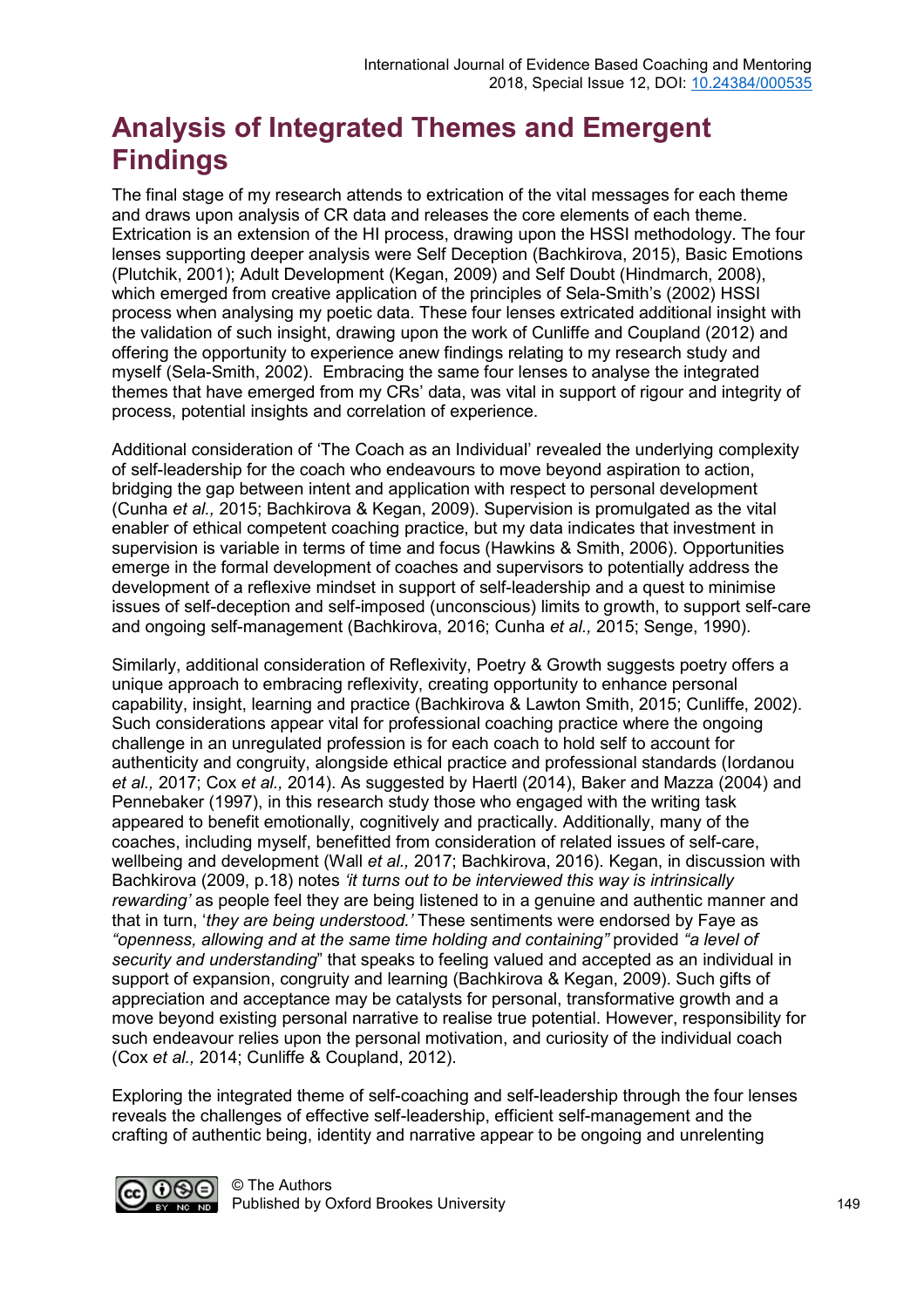## Analysis of Integrated Themes and Emergent Findings

The final stage of my research attends to extrication of the vital messages for each theme and draws upon analysis of CR data and releases the core elements of each theme. Extrication is an extension of the HI process, drawing upon the HSSI methodology. The four lenses supporting deeper analysis were Self Deception (Bachkirova, 2015), Basic Emotions (Plutchik, 2001); Adult Development (Kegan, 2009) and Self Doubt (Hindmarch, 2008), which emerged from creative application of the principles of Sela-Smith's (2002) HSSI process when analysing my poetic data. These four lenses extricated additional insight with the validation of such insight, drawing upon the work of Cunliffe and Coupland (2012) and offering the opportunity to experience anew findings relating to my research study and myself (Sela-Smith, 2002). Embracing the same four lenses to analyse the integrated themes that have emerged from my CRs' data, was vital in support of rigour and integrity of process, potential insights and correlation of experience.

Additional consideration of 'The Coach as an Individual' revealed the underlying complexity of self-leadership for the coach who endeavours to move beyond aspiration to action, bridging the gap between intent and application with respect to personal development (Cunha *et al.,* 2015; Bachkirova & Kegan, 2009). Supervision is promulgated as the vital enabler of ethical competent coaching practice, but my data indicates that investment in supervision is variable in terms of time and focus (Hawkins & Smith, 2006). Opportunities emerge in the formal development of coaches and supervisors to potentially address the development of a reflexive mindset in support of self-leadership and a quest to minimise issues of self-deception and self-imposed (unconscious) limits to growth, to support self-care and ongoing self-management (Bachkirova, 2016; Cunha *et al.,* 2015; Senge, 1990).

Similarly, additional consideration of Reflexivity, Poetry & Growth suggests poetry offers a unique approach to embracing reflexivity, creating opportunity to enhance personal capability, insight, learning and practice (Bachkirova & Lawton Smith, 2015; Cunliffe, 2002). Such considerations appear vital for professional coaching practice where the ongoing challenge in an unregulated profession is for each coach to hold self to account for authenticity and congruity, alongside ethical practice and professional standards (Iordanou *et al.,* 2017; Cox *et al.,* 2014). As suggested by Haertl (2014), Baker and Mazza (2004) and Pennebaker (1997), in this research study those who engaged with the writing task appeared to benefit emotionally, cognitively and practically. Additionally, many of the coaches, including myself, benefitted from consideration of related issues of self-care, wellbeing and development (Wall *et al.,* 2017; Bachkirova, 2016). Kegan, in discussion with Bachkirova (2009, p.18) notes *'it turns out to be interviewed this way is intrinsically rewarding'* as people feel they are being listened to in a genuine and authentic manner and that in turn, '*they are being understood.'* These sentiments were endorsed by Faye as *"openness, allowing and at the same time holding and containing"* provided *"a level of security and understanding*" that speaks to feeling valued and accepted as an individual in support of expansion, congruity and learning (Bachkirova & Kegan, 2009). Such gifts of appreciation and acceptance may be catalysts for personal, transformative growth and a move beyond existing personal narrative to realise true potential. However, responsibility for such endeavour relies upon the personal motivation, and curiosity of the individual coach (Cox *et al.,* 2014; Cunliffe & Coupland, 2012).

Exploring the integrated theme of self-coaching and self-leadership through the four lenses reveals the challenges of effective self-leadership, efficient self-management and the crafting of authentic being, identity and narrative appear to be ongoing and unrelenting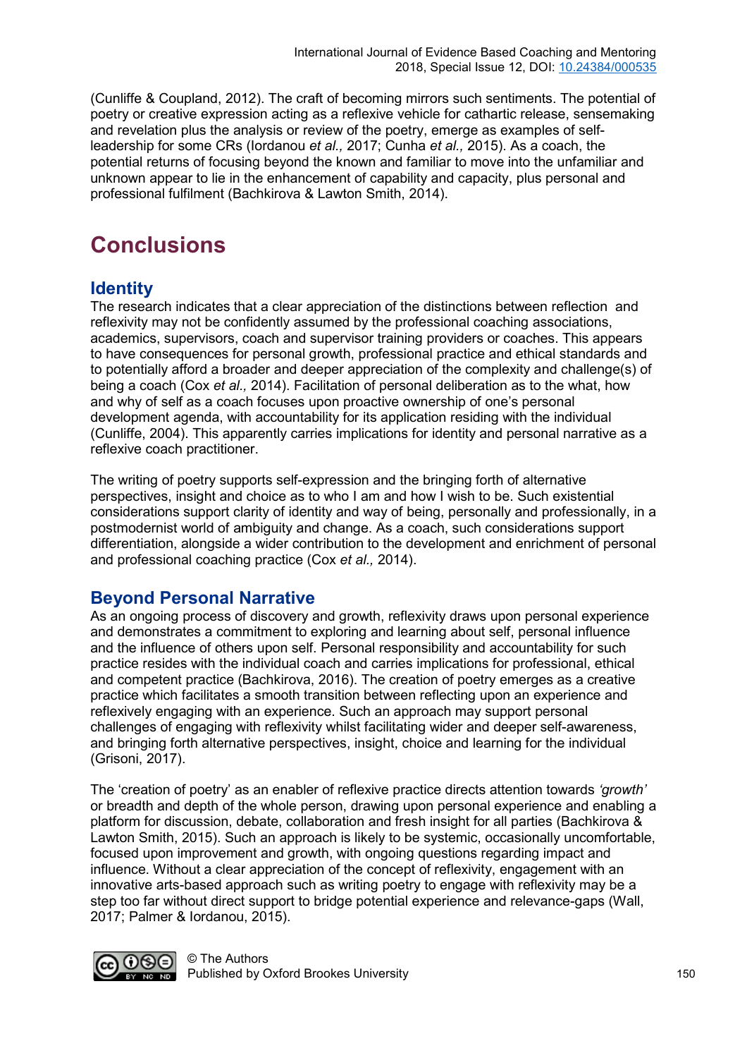(Cunliffe & Coupland, 2012). The craft of becoming mirrors such sentiments. The potential of poetry or creative expression acting as a reflexive vehicle for cathartic release, sensemaking and revelation plus the analysis or review of the poetry, emerge as examples of self-leadership for some CRs (Iordanou *et al.,* 2017; Cunha *et al.,* 2015). As a coach, the potential returns of focusing beyond the known and familiar to move into the unfamiliar and unknown appear to lie in the enhancement of capability and capacity, plus personal and professional fulfilment (Bachkirova & Lawton Smith, 2014).

# Conclusions

## Identity

The research indicates that a clear appreciation of the distinctions between reflection and reflexivity may not be confidently assumed by the professional coaching associations, academics, supervisors, coach and supervisor training providers or coaches. This appears to have consequences for personal growth, professional practice and ethical standards and to potentially afford a broader and deeper appreciation of the complexity and challenge(s) of being a coach (Cox *et al.,* 2014). Facilitation of personal deliberation as to the what, how and why of self as a coach focuses upon proactive ownership of one's personal development agenda, with accountability for its application residing with the individual (Cunliffe, 2004). This apparently carries implications for identity and personal narrative as a reflexive coach practitioner.

The writing of poetry supports self-expression and the bringing forth of alternative perspectives, insight and choice as to who I am and how I wish to be. Such existential considerations support clarity of identity and way of being, personally and professionally, in a postmodernist world of ambiguity and change. As a coach, such considerations support differentiation, alongside a wider contribution to the development and enrichment of personal and professional coaching practice (Cox *et al.,* 2014).

## Beyond Personal Narrative

As an ongoing process of discovery and growth, reflexivity draws upon personal experience and demonstrates a commitment to exploring and learning about self, personal influence and the influence of others upon self. Personal responsibility and accountability for such practice resides with the individual coach and carries implications for professional, ethical and competent practice (Bachkirova, 2016). The creation of poetry emerges as a creative practice which facilitates a smooth transition between reflecting upon an experience and reflexively engaging with an experience. Such an approach may support personal challenges of engaging with reflexivity whilst facilitating wider and deeper self-awareness, and bringing forth alternative perspectives, insight, choice and learning for the individual (Grisoni, 2017).

The 'creation of poetry' as an enabler of reflexive practice directs attention towards *'growth'* or breadth and depth of the whole person, drawing upon personal experience and enabling a platform for discussion, debate, collaboration and fresh insight for all parties (Bachkirova & Lawton Smith, 2015). Such an approach is likely to be systemic, occasionally uncomfortable, focused upon improvement and growth, with ongoing questions regarding impact and influence. Without a clear appreciation of the concept of reflexivity, engagement with an innovative arts-based approach such as writing poetry to engage with reflexivity may be a step too far without direct support to bridge potential experience and relevance-gaps (Wall, 2017; Palmer & Iordanou, 2015).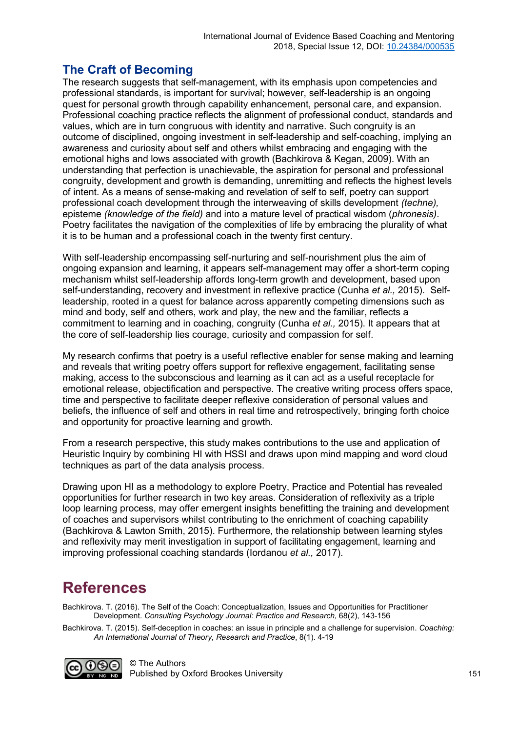## The Craft of Becoming

The research suggests that self-management, with its emphasis upon competencies and professional standards, is important for survival; however, self-leadership is an ongoing quest for personal growth through capability enhancement, personal care, and expansion. Professional coaching practice reflects the alignment of professional conduct, standards and values, which are in turn congruous with identity and narrative. Such congruity is an outcome of disciplined, ongoing investment in self-leadership and self-coaching, implying an awareness and curiosity about self and others whilst embracing and engaging with the emotional highs and lows associated with growth (Bachkirova & Kegan, 2009). With an understanding that perfection is unachievable, the aspiration for personal and professional congruity, development and growth is demanding, unremitting and reflects the highest levels of intent. As a means of sense-making and revelation of self to self, poetry can support professional coach development through the interweaving of skills development *(techne),* episteme *(knowledge of the field)* and into a mature level of practical wisdom (*phronesis)*. Poetry facilitates the navigation of the complexities of life by embracing the plurality of what it is to be human and a professional coach in the twenty first century.

With self-leadership encompassing self-nurturing and self-nourishment plus the aim of ongoing expansion and learning, it appears self-management may offer a short-term coping mechanism whilst self-leadership affords long-term growth and development, based upon self-understanding, recovery and investment in reflexive practice (Cunha *et al.,* 2015). Self-leadership, rooted in a quest for balance across apparently competing dimensions such as mind and body, self and others, work and play, the new and the familiar, reflects a commitment to learning and in coaching, congruity (Cunha *et al.,* 2015). It appears that at the core of self-leadership lies courage, curiosity and compassion for self.

My research confirms that poetry is a useful reflective enabler for sense making and learning and reveals that writing poetry offers support for reflexive engagement, facilitating sense making, access to the subconscious and learning as it can act as a useful receptacle for emotional release, objectification and perspective. The creative writing process offers space, time and perspective to facilitate deeper reflexive consideration of personal values and beliefs, the influence of self and others in real time and retrospectively, bringing forth choice and opportunity for proactive learning and growth.

From a research perspective, this study makes contributions to the use and application of Heuristic Inquiry by combining HI with HSSI and draws upon mind mapping and word cloud techniques as part of the data analysis process.

Drawing upon HI as a methodology to explore Poetry, Practice and Potential has revealed opportunities for further research in two key areas. Consideration of reflexivity as a triple loop learning process, may offer emergent insights benefitting the training and development of coaches and supervisors whilst contributing to the enrichment of coaching capability (Bachkirova & Lawton Smith, 2015). Furthermore, the relationship between learning styles and reflexivity may merit investigation in support of facilitating engagement, learning and improving professional coaching standards (Iordanou *et al.,* 2017).

# References

Bachkirova. T. (2016). The Self of the Coach: Conceptualization, Issues and Opportunities for Practitioner Development. *Consulting Psychology Journal: Practice and Research,* 68(2), 143-156

Bachkirova. T. (2015). Self-deception in coaches: an issue in principle and a challenge for supervision. *Coaching: An International Journal of Theory, Research and Practice*, 8(1). 4-19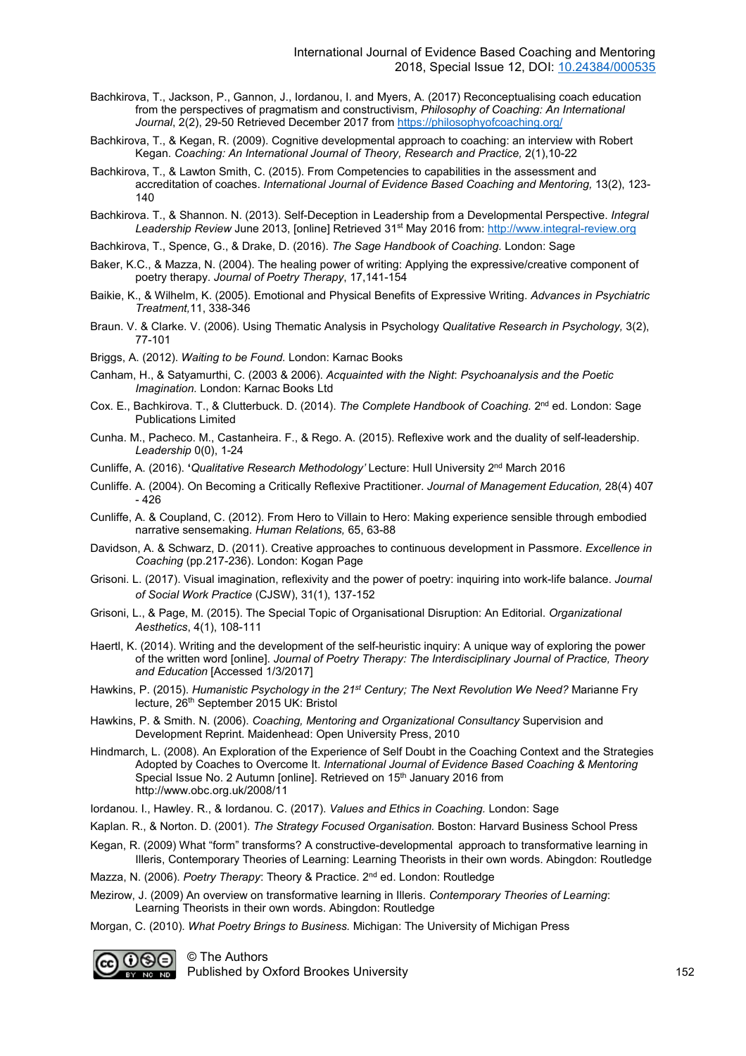Bachkirova, T., Jackson, P., Gannon, J., Iordanou, I. and Myers, A. (2017) Reconceptualising coach education from the perspectives of pragmatism and constructivism, *Philosophy of Coaching: An International Journal*, 2(2), 29-50 Retrieved December 2017 from https://philosophyofcoaching.org/

Bachkirova, T., & Kegan, R. (2009). Cognitive developmental approach to coaching: an interview with Robert Kegan. *Coaching: An International Journal of Theory, Research and Practice,* 2(1),10-22

Bachkirova, T., & Lawton Smith, C. (2015). From Competencies to capabilities in the assessment and accreditation of coaches. *International Journal of Evidence Based Coaching and Mentoring,* 13(2), 123-140

Bachkirova. T., & Shannon. N. (2013). Self-Deception in Leadership from a Developmental Perspective. *Integral Leadership Review* June 2013, [online] Retrieved 31st May 2016 from: http://www.integral-review.org

Bachkirova, T., Spence, G., & Drake, D. (2016). *The Sage Handbook of Coaching.* London: Sage

Baker, K.C., & Mazza, N. (2004). The healing power of writing: Applying the expressive/creative component of poetry therapy. *Journal of Poetry Therapy*, 17,141-154

Baikie, K., & Wilhelm, K. (2005). Emotional and Physical Benefits of Expressive Writing. *Advances in Psychiatric Treatment,*11, 338-346

Braun. V. & Clarke. V. (2006). Using Thematic Analysis in Psychology *Qualitative Research in Psychology,* 3(2), 77-101

Briggs, A. (2012). *Waiting to be Found.* London: Karnac Books

Canham, H., & Satyamurthi, C. (2003 & 2006). *Acquainted with the Night*: *Psychoanalysis and the Poetic Imagination.* London: Karnac Books Ltd

Cox. E., Bachkirova. T., & Clutterbuck. D. (2014). *The Complete Handbook of Coaching.* 2nd ed. London: Sage Publications Limited

Cunha. M., Pacheco. M., Castanheira. F., & Rego. A. (2015). Reflexive work and the duality of self-leadership. *Leadership* 0(0), 1-24

Cunliffe, A. (2016). **'***Qualitative Research Methodology'* Lecture: Hull University 2nd March 2016

Cunliffe. A. (2004). On Becoming a Critically Reflexive Practitioner. *Journal of Management Education,* 28(4) 407 - 426

Cunliffe, A. & Coupland, C. (2012). From Hero to Villain to Hero: Making experience sensible through embodied narrative sensemaking. *Human Relations,* 65, 63-88

Davidson, A. & Schwarz, D. (2011). Creative approaches to continuous development in Passmore. *Excellence in Coaching* (pp.217-236). London: Kogan Page

Grisoni. L. (2017). Visual imagination, reflexivity and the power of poetry: inquiring into work-life balance. *Journal of Social Work Practice* (CJSW), 31(1), 137-152

Grisoni, L., & Page, M. (2015). The Special Topic of Organisational Disruption: An Editorial. *Organizational Aesthetics*, 4(1), 108-111

Haertl, K. (2014). Writing and the development of the self-heuristic inquiry: A unique way of exploring the power of the written word [online]. *Journal of Poetry Therapy: The Interdisciplinary Journal of Practice, Theory and Education* [Accessed 1/3/2017]

Hawkins, P. (2015). *Humanistic Psychology in the 21st Century; The Next Revolution We Need?* Marianne Fry lecture, 26th September 2015 UK: Bristol

Hawkins, P. & Smith. N. (2006). *Coaching, Mentoring and Organizational Consultancy* Supervision and Development Reprint. Maidenhead: Open University Press, 2010

Hindmarch, L. (2008). An Exploration of the Experience of Self Doubt in the Coaching Context and the Strategies Adopted by Coaches to Overcome It. *International Journal of Evidence Based Coaching & Mentoring* Special Issue No. 2 Autumn [online]. Retrieved on 15th January 2016 from http://www.obc.org.uk/2008/11

Iordanou. I., Hawley. R., & Iordanou. C. (2017). *Values and Ethics in Coaching.* London: Sage

Kaplan. R., & Norton. D. (2001). *The Strategy Focused Organisation.* Boston: Harvard Business School Press

Kegan, R. (2009) What "form" transforms? A constructive-developmental approach to transformative learning in Illeris, Contemporary Theories of Learning: Learning Theorists in their own words. Abingdon: Routledge

Mazza, N. (2006). *Poetry Therapy*: Theory & Practice. 2nd ed. London: Routledge

Mezirow, J. (2009) An overview on transformative learning in Illeris. *Contemporary Theories of Learning*: Learning Theorists in their own words. Abingdon: Routledge

Morgan, C. (2010). *What Poetry Brings to Business.* Michigan: The University of Michigan Press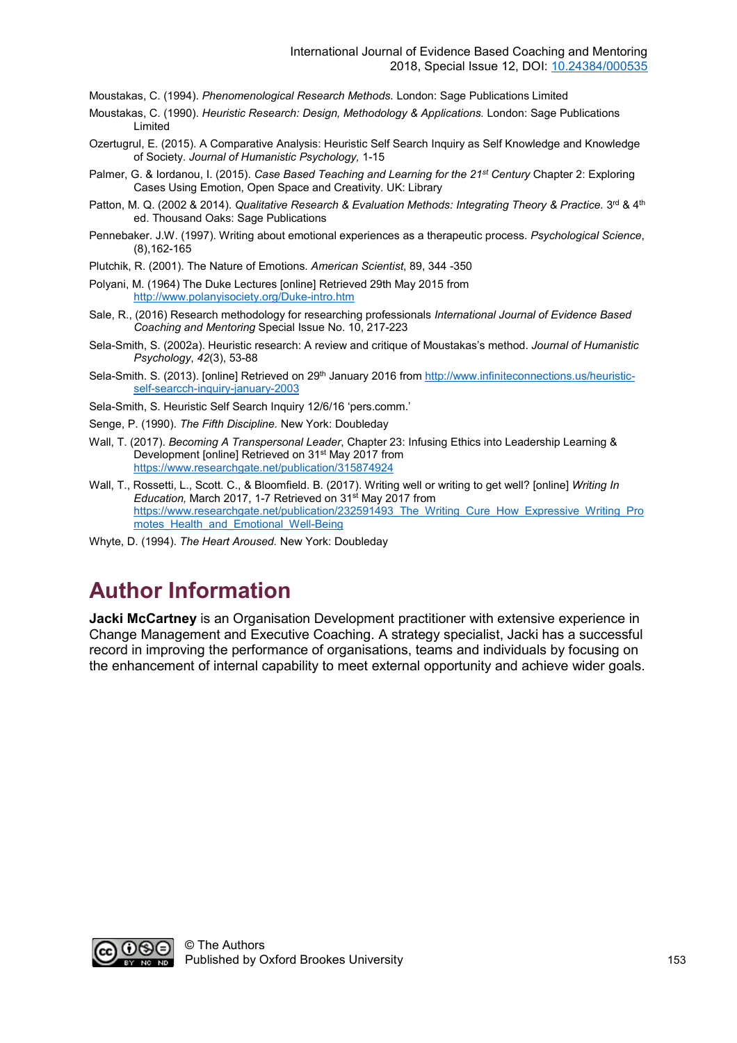Moustakas, C. (1994). *Phenomenological Research Methods.* London: Sage Publications Limited

Moustakas, C. (1990). *Heuristic Research: Design, Methodology & Applications.* London: Sage Publications Limited

Ozertugrul, E. (2015). A Comparative Analysis: Heuristic Self Search Inquiry as Self Knowledge and Knowledge of Society. *Journal of Humanistic Psychology,* 1-15

Palmer, G. & Iordanou, I. (2015). *Case Based Teaching and Learning for the 21st Century* Chapter 2: Exploring Cases Using Emotion, Open Space and Creativity. UK: Library

Patton, M. Q. (2002 & 2014). *Qualitative Research & Evaluation Methods: Integrating Theory & Practice.* 3rd & 4th ed. Thousand Oaks: Sage Publications

Pennebaker. J.W. (1997). Writing about emotional experiences as a therapeutic process. *Psychological Science*, (8),162-165

Plutchik, R. (2001). The Nature of Emotions. *American Scientist*, 89, 344 -350

Polyani, M. (1964) The Duke Lectures [online] Retrieved 29th May 2015 from http://www.polanyisociety.org/Duke-intro.htm

Sale, R., (2016) Research methodology for researching professionals *International Journal of Evidence Based Coaching and Mentoring* Special Issue No. 10, 217-223

Sela-Smith, S. (2002a). Heuristic research: A review and critique of Moustakas's method. *Journal of Humanistic Psychology*, *42*(3), 53-88

Sela-Smith. S. (2013). [online] Retrieved on 29th January 2016 from http://www.infiniteconnections.us/heuristic-self-searcch-inquiry-january-2003

Sela-Smith, S. Heuristic Self Search Inquiry 12/6/16 'pers.comm.'

Senge, P. (1990). *The Fifth Discipline.* New York: Doubleday

Wall, T. (2017). *Becoming A Transpersonal Leader*, Chapter 23: Infusing Ethics into Leadership Learning & Development [online] Retrieved on 31st May 2017 from https://www.researchgate.net/publication/315874924

Wall, T., Rossetti, L., Scott. C., & Bloomfield. B. (2017). Writing well or writing to get well? [online] *Writing In Education,* March 2017, 1-7 Retrieved on 31st May 2017 from https://www.researchgate.net/publication/232591493_The_Writing_Cure_How_Expressive_Writing_Promotes_Health_and_Emotional_Well-Being

Whyte, D. (1994). *The Heart Aroused.* New York: Doubleday

# Author Information

**Jacki McCartney** is an Organisation Development practitioner with extensive experience in Change Management and Executive Coaching. A strategy specialist, Jacki has a successful record in improving the performance of organisations, teams and individuals by focusing on the enhancement of internal capability to meet external opportunity and achieve wider goals.

© The Authors
Published by Oxford Brookes University